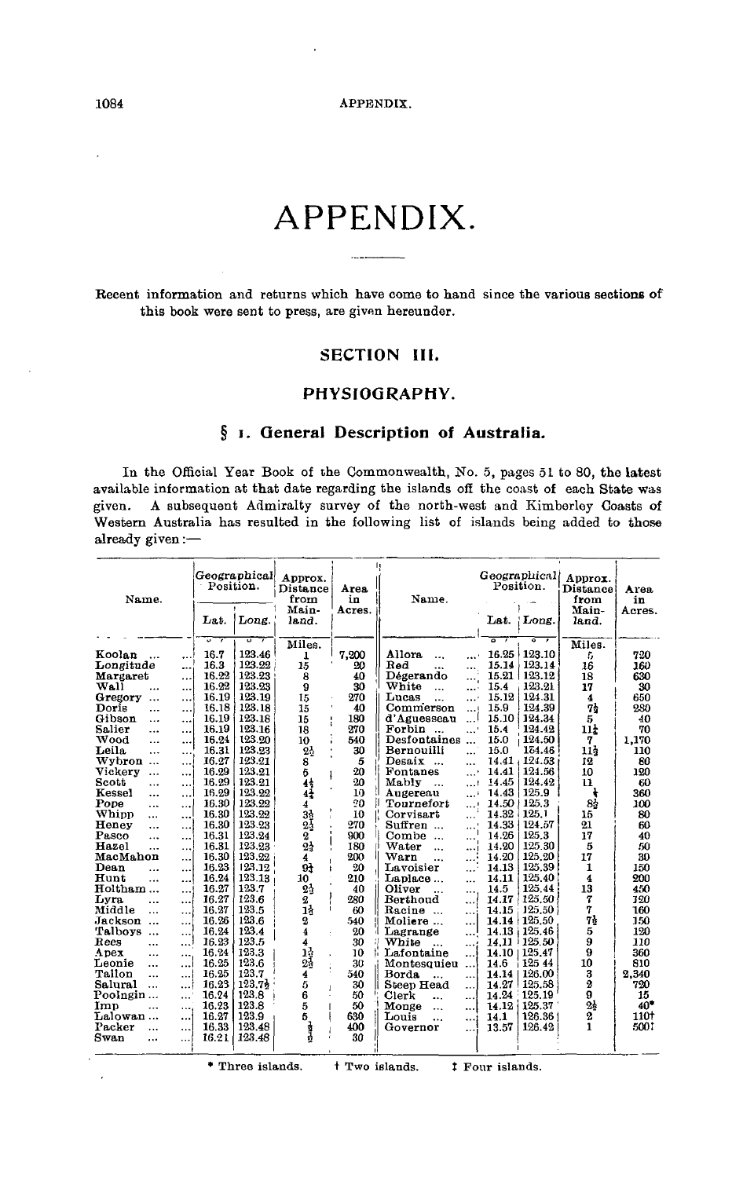# APPENDIX.

Recent information and returns which have come to hand since the various sections of this book were sent to press, are given hereunder.

## SECTION III.

## PHYSIOGRAPHY.

### § 1. General Description of Australia.

In the Official Year Book of the Commonwealth, No. 5, pages 51 to 80, the latest available information at that date regarding the islands off the coast of each State was given. A subsequent Admiralty survey of the north-west and Kimberley Coasts of Western Australia has resulted in the following list of islands being added to those already given:—

| Name. | Geographical Position. Lat. | Long. | Approx. Distance from Mainland. | Area in Acres. | Name. | Geographical Position. Lat. | Long. | Approx. Distance from Mainland. | Area in Acres. |
|---|---|---|---|---|---|---|---|---|---|
| | ° ′ | ° ′ | Miles. | | | ° ′ | ° ′ | Miles. | |
| Koolan ... | 16.7 | 123.46 | 1 | 7,200 | Allora ... | 16.25 | 123.10 | 5 | 720 |
| Longitude ... | 16.3 | 123.22 | 15 | 20 | Red ... | 15.14 | 123.14 | 16 | 160 |
| Margaret ... | 16.22 | 123.23 | 8 | 40 | Dégerando ... | 15.21 | 123.12 | 18 | 630 |
| Wall ... | 16.22 | 123.23 | 9 | 30 | White ... | 15.4 | 123.21 | 17 | 30 |
| Gregory ... | 16.19 | 123.19 | 15 | 270 | Lucas ... | 15.12 | 124.31 | 4 | 650 |
| Doris ... | 16.18 | 123.18 | 15 | 40 | Commerson ... | 15.9 | 124.39 | 7½ | 280 |
| Gibson ... | 16.19 | 123.18 | 15 | 180 | d'Aguesseau ... | 15.10 | 124.34 | 5 | 40 |
| Salier ... | 16.19 | 123.16 | 18 | 270 | Forbin ... | 15.4 | 124.42 | 11½ | 70 |
| Wood ... | 16.24 | 123.20 | 10 | 540 | Desfontaines ... | 15.0 | 124.50 | 7 | 1,170 |
| Leila ... | 16.31 | 123.23 | 2½ | 30 | Bernouilli ... | 15.0 | 154.46 | 11½ | 110 |
| Wybron ... | 16.27 | 123.21 | 8 | 5 | Desaix ... | 14.41 | 124.53 | 12 | 80 |
| Vickery ... | 16.29 | 123.21 | 6 | 20 | Fontanes ... | 14.41 | 124.56 | 10 | 120 |
| Scott ... | 16.29 | 123.21 | 4¼ | 20 | Mably ... | 14.45 | 124.42 | 11 | 60 |
| Kessel ... | 16.29 | 123.22 | 4¼ | 10 | Augereau ... | 14.43 | 125.9 | ¼ | 360 |
| Pope ... | 16.30 | 123.22 | 4 | 20 | Tournefort ... | 14.50 | 125.3 | 8½ | 100 |
| Whipp ... | 16.30 | 123.22 | 3½ | 10 | Corvisart ... | 14.32 | 125.1 | 15 | 80 |
| Heney ... | 16.30 | 123.23 | 2½ | 270 | Suffren ... | 14.33 | 124.57 | 21 | 60 |
| Pasco ... | 16.31 | 123.24 | 2 | 900 | Combe ... | 14.26 | 125.3 | 17 | 40 |
| Hazel ... | 16.31 | 123.23 | 2½ | 180 | Water ... | 14.20 | 125.30 | 5 | 50 |
| MacMahon ... | 16.30 | 123.22 | 4 | 200 | Warn ... | 14.20 | 125.20 | 17 | 30 |
| Dean ... | 16.23 | 123.12 | 9¾ | 20 | Lavoisier ... | 14.13 | 125.39 | 1 | 150 |
| Hunt ... | 16.24 | 123.13 | 10 | 210 | Laplace ... | 14.11 | 125.40 | 4 | 200 |
| Holtham ... | 16.27 | 123.7 | 2½ | 40 | Oliver ... | 14.5 | 125.44 | 13 | 450 |
| Lyra ... | 16.27 | 123.6 | 2 | 280 | Berthoud ... | 14.17 | 125.50 | 7 | 120 |
| Middle ... | 16.27 | 123.5 | 1½ | 60 | Racine ... | 14.15 | 125.50 | 7 | 160 |
| Jackson ... | 16.26 | 123.6 | 2 | 540 | Moliere ... | 14.14 | 125.50 | 7½ | 150 |
| Talboys ... | 16.24 | 123.4 | 4 | 20 | Lagrange ... | 14.13 | 125.46 | 5 | 120 |
| Rees ... | 16.23 | 123.5 | 4 | 30 | White ... | 14.11 | 125.50 | 9 | 110 |
| Apex ... | 16.24 | 123.3 | 1½ | 10 | Lafontaine ... | 14.10 | 125.47 | 9 | 360 |
| Leonie ... | 16.25 | 123.6 | 2½ | 30 | Montesquieu ... | 14.6 | 125.44 | 10 | 810 |
| Tallon ... | 16.25 | 123.7 | 4 | 540 | Borda ... | 14.14 | 126.00 | 3 | 2,340 |
| Salural ... | 16.23 | 123.7½ | 5 | 30 | Steep Head ... | 14.27 | 125.58 | 2 | 720 |
| Poolngin ... | 16.24 | 123.8 | 6 | 50 | Clerk ... | 14.24 | 125.19 | 9 | 15 |
| Imp ... | 16.23 | 123.8 | 5 | 50 | Monge ... | 14.12 | 125.37 | 2½ | 40* |
| Lalowan ... | 16.27 | 123.9 | 5 | 630 | Louis ... | 14.1 | 126.36 | 2 | 110† |
| Packer ... | 16.33 | 123.48 | ½ | 400 | Governor ... | 13.57 | 126.42 | 1 | 500‡ |
| Swan ... | 16.21 | 123.48 | ½ | 30 | | | | | |

\* Three islands. † Two islands. ‡ Four islands.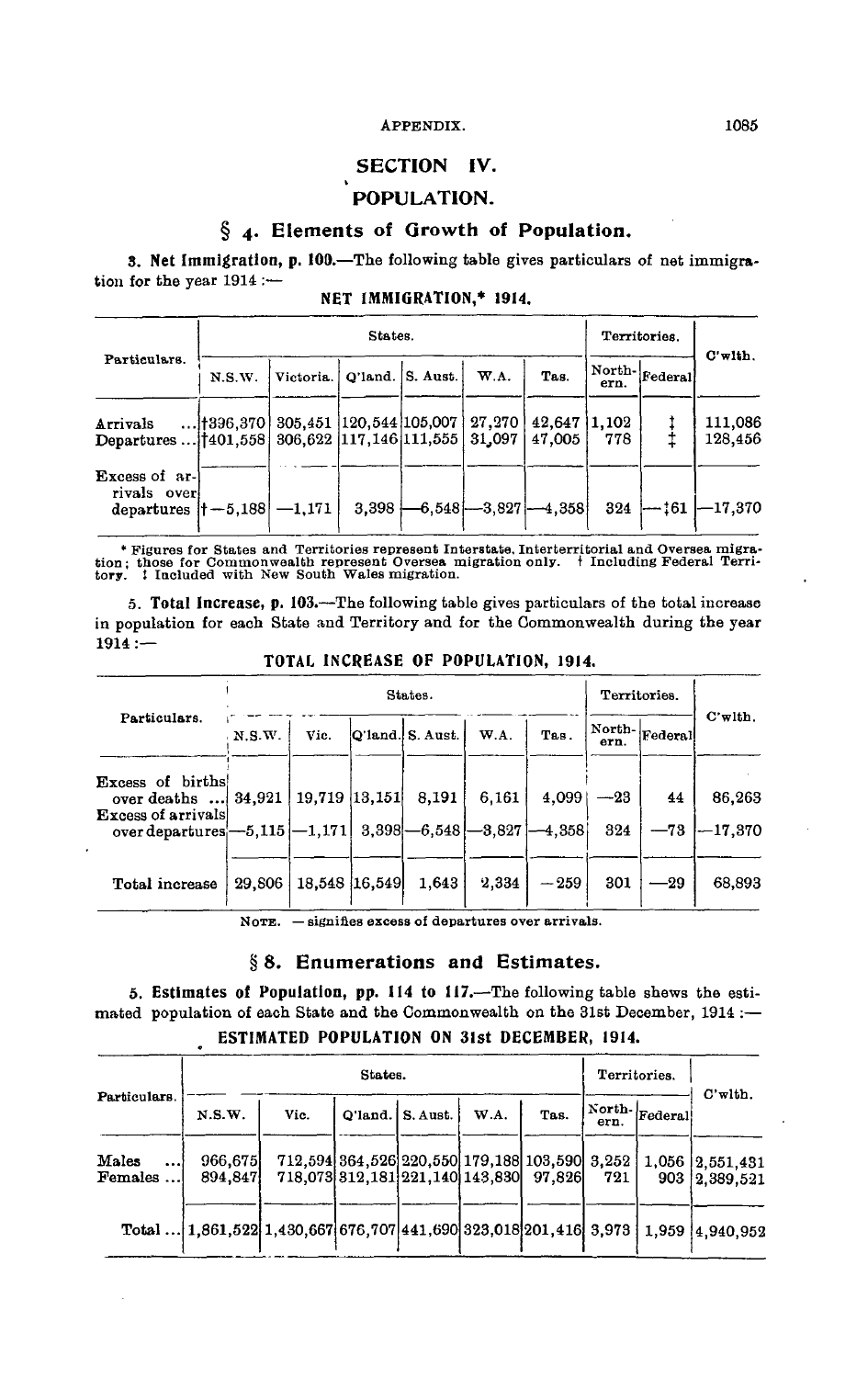## SECTION IV.

## POPULATION.

### § 4. Elements of Growth of Population.

**3. Net Immigration, p. 100.**—The following table gives particulars of net immigration for the year 1914 :—

**NET IMMIGRATION,\* 1914.**

| Particulars. | States. | | | | | | Territories. | | C'wlth. |
|---|---|---|---|---|---|---|---|---|---|
| | N.S.W. | Victoria. | Q'land. | S. Aust. | W.A. | Tas. | Northern. | Federal | |
| Arrivals ... | †396,370 | 305,451 | 120,544 | 105,007 | 27,270 | 42,647 | 1,102 | ‡ | 111,086 |
| Departures ... | †401,558 | 306,622 | 117,146 | 111,555 | 31,097 | 47,005 | 778 | ‡ | 128,456 |
| Excess of arrivals over departures | †—5,188 | —1,171 | 3,398 | —6,548 | —3,827 | —4,358 | 324 | —‡61 | —17,370 |

\* Figures for States and Territories represent Interstate, Interterritorial and Oversea migration; those for Commonwealth represent Oversea migration only. † Including Federal Territory. ‡ Included with New South Wales migration.

**5. Total Increase, p. 103.**—The following table gives particulars of the total increase in population for each State and Territory and for the Commonwealth during the year 1914 :—

**TOTAL INCREASE OF POPULATION, 1914.**

| Particulars. | States. | | | | | | Territories. | | C'wlth. |
|---|---|---|---|---|---|---|---|---|---|
| | N.S.W. | Vic. | Q'land. | S. Aust. | W.A. | Tas. | Northern. | Federal | |
| Excess of births over deaths ... | 34,921 | 19,719 | 13,151 | 8,191 | 6,161 | 4,099 | —23 | 44 | 86,263 |
| Excess of arrivals over departures | —5,115 | —1,171 | 3,398 | —6,548 | —3,827 | —4,358 | 324 | —73 | —17,370 |
| Total increase | 29,806 | 18,548 | 16,549 | 1,643 | 2,334 | —259 | 301 | —29 | 68,893 |

NOTE. — signifies excess of departures over arrivals.

### § 8. Enumerations and Estimates.

**5. Estimates of Population, pp. 114 to 117.**—The following table shews the estimated population of each State and the Commonwealth on the 31st December, 1914 :—

**ESTIMATED POPULATION ON 31st DECEMBER, 1914.**

| Particulars. | States. | | | | | | Territories. | | C'wlth. |
|---|---|---|---|---|---|---|---|---|---|
| | N.S.W. | Vic. | Q'land. | S. Aust. | W.A. | Tas. | Northern. | Federal | |
| Males ... | 966,675 | 712,594 | 364,526 | 220,550 | 179,188 | 103,590 | 3,252 | 1,056 | 2,551,431 |
| Females ... | 894,847 | 718,073 | 312,181 | 221,140 | 143,830 | 97,826 | 721 | 903 | 2,389,521 |
| Total ... | 1,861,522 | 1,430,667 | 676,707 | 441,690 | 323,018 | 201,416 | 3,973 | 1,959 | 4,940,952 |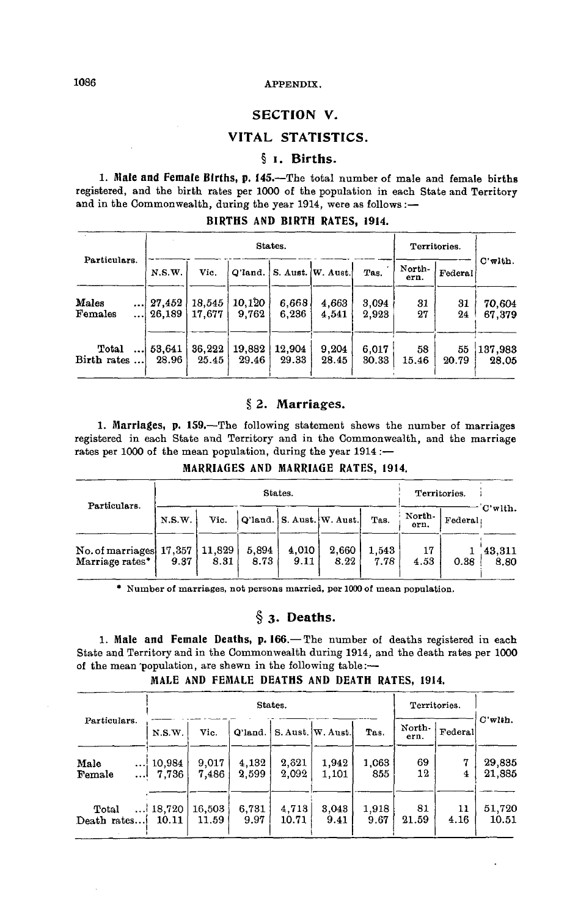## SECTION V.

## VITAL STATISTICS.

### § 1. Births.

**1. Male and Female Births, p. 145.**—The total number of male and female births registered, and the birth rates per 1000 of the population in each State and Territory and in the Commonwealth, during the year 1914, were as follows:—

**BIRTHS AND BIRTH RATES, 1914.**

| Particulars. | States. | | | | | | Territories. | | C'wlth. |
|---|---|---|---|---|---|---|---|---|---|
| | N.S.W. | Vic. | Q'land. | S. Aust. | W. Aust. | Tas. | Northern. | Federal | |
| Males ... | 27,452 | 18,545 | 10,120 | 6,668 | 4,663 | 3,094 | 31 | 31 | 70,604 |
| Females ... | 26,189 | 17,677 | 9,762 | 6,236 | 4,541 | 2,923 | 27 | 24 | 67,379 |
| Total ... | 53,641 | 36,222 | 19,882 | 12,904 | 9,204 | 6,017 | 58 | 55 | 137,983 |
| Birth rates ... | 28.96 | 25.45 | 29.46 | 29.33 | 28.45 | 30.33 | 15.46 | 20.79 | 28.05 |

### § 2. Marriages.

**1. Marriages, p. 159.**—The following statement shews the number of marriages registered in each State and Territory and in the Commonwealth, and the marriage rates per 1000 of the mean population, during the year 1914:—

**MARRIAGES AND MARRIAGE RATES, 1914.**

| Particulars. | States. | | | | | | Territories. | | C'wlth. |
|---|---|---|---|---|---|---|---|---|---|
| | N.S.W. | Vic. | Q'land. | S. Aust. | W. Aust. | Tas. | Northern. | Federal | |
| No. of marriages | 17,357 | 11,829 | 5,894 | 4,010 | 2,660 | 1,543 | 17 | 1 | 43,311 |
| Marriage rates* | 9.37 | 8.31 | 8.73 | 9.11 | 8.22 | 7.78 | 4.53 | 0.38 | 8.80 |

\* Number of marriages, not persons married, per 1000 of mean population.

### § 3. Deaths.

**1. Male and Female Deaths, p. 166.**—The number of deaths registered in each State and Territory and in the Commonwealth during 1914, and the death rates per 1000 of the mean population, are shewn in the following table:—

**MALE AND FEMALE DEATHS AND DEATH RATES, 1914.**

| Particulars. | States. | | | | | | Territories. | | C'wlth. |
|---|---|---|---|---|---|---|---|---|---|
| | N.S.W. | Vic. | Q'land. | S. Aust. | W. Aust. | Tas. | Northern. | Federal | |
| Male ... | 10,984 | 9,017 | 4,132 | 2,621 | 1,942 | 1,063 | 69 | 7 | 29,835 |
| Female ... | 7,736 | 7,486 | 2,599 | 2,092 | 1,101 | 855 | 12 | 4 | 21,885 |
| Total ... | 18,720 | 16,503 | 6,731 | 4,713 | 3,043 | 1,918 | 81 | 11 | 51,720 |
| Death rates... | 10.11 | 11.59 | 9.97 | 10.71 | 9.41 | 9.67 | 21.59 | 4.16 | 10.51 |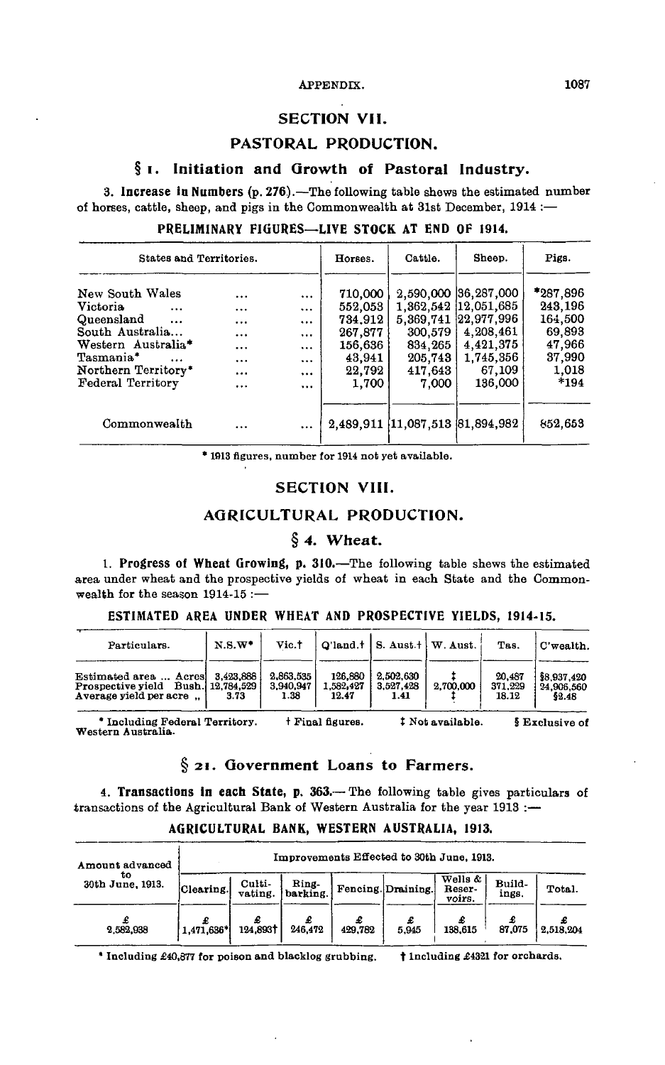## SECTION VII.

## PASTORAL PRODUCTION.

### § 1. Initiation and Growth of Pastoral Industry.

3. **Increase in Numbers** (p. 276).—The following table shews the estimated number of horses, cattle, sheep, and pigs in the Commonwealth at 31st December, 1914 :—

**PRELIMINARY FIGURES—LIVE STOCK AT END OF 1914.**

| States and Territories. | Horses. | Cattle. | Sheep. | Pigs. |
|---|---|---|---|---|
| New South Wales ... ... | 710,000 | 2,590,000 | 36,287,000 | *287,896 |
| Victoria ... ... ... | 552,053 | 1,362,542 | 12,051,685 | 243,196 |
| Queensland ... ... ... | 734,912 | 5,369,741 | 22,977,996 | 164,500 |
| South Australia... ... ... | 267,877 | 300,579 | 4,208,461 | 69,893 |
| Western Australia* ... ... | 156,636 | 834,265 | 4,421,375 | 47,966 |
| Tasmania* ... ... ... | 43,941 | 205,743 | 1,745,356 | 37,990 |
| Northern Territory* ... ... | 22,792 | 417,643 | 67,109 | 1,018 |
| Federal Territory ... ... | 1,700 | 7,000 | 136,000 | *194 |
| Commonwealth ... ... | 2,489,911 | 11,087,513 | 81,894,982 | 852,653 |

\* 1913 figures, number for 1914 not yet available.

## SECTION VIII.

## AGRICULTURAL PRODUCTION.

### § 4. Wheat.

1. **Progress of Wheat Growing, p. 310.**—The following table shews the estimated area under wheat and the prospective yields of wheat in each State and the Commonwealth for the season 1914-15 :—

**ESTIMATED AREA UNDER WHEAT AND PROSPECTIVE YIELDS, 1914-15.**

| Particulars. | N.S.W* | Vic.† | Q'land.† | S. Aust.† | W. Aust. | Tas. | C'wealth. |
|---|---|---|---|---|---|---|---|
| Estimated area ... Acres | 3,423,888 | 2,863,535 | 126,880 | 2,502,630 | ‡ | 20,487 | §8,937,420 |
| Prospective yield Bush. | 12,784,529 | 3,940,947 | 1,582,427 | 3,527,428 | 2,700,000 | 371,229 | 24,906,560 |
| Average yield per acre " | 3.73 | 1.38 | 12.47 | 1.41 | ‡ | 18.12 | §2.48 |

\* Including Federal Territory. † Final figures. ‡ Not available. § Exclusive of Western Australia.

### § 21. Government Loans to Farmers.

4. **Transactions in each State, p. 363.**— The following table gives particulars of transactions of the Agricultural Bank of Western Australia for the year 1913 :—

**AGRICULTURAL BANK, WESTERN AUSTRALIA, 1913.**

| Amount advanced to 30th June, 1913. | Improvements Effected to 30th June, 1913. | | | | | | | |
|---|---|---|---|---|---|---|---|---|
| | Clearing. | Cultivating. | Ring-barking. | Fencing. | Draining. | Wells & Reservoirs. | Buildings. | Total. |
| £ | £ | £ | £ | £ | £ | £ | £ | £ |
| 2,582,938 | 1,471,636* | 124,893† | 246,472 | 429,782 | 5,945 | 138,615 | 87,075 | 2,518,204 |

\* Including £40,877 for poison and blacklog grubbing. † Including £4321 for orchards.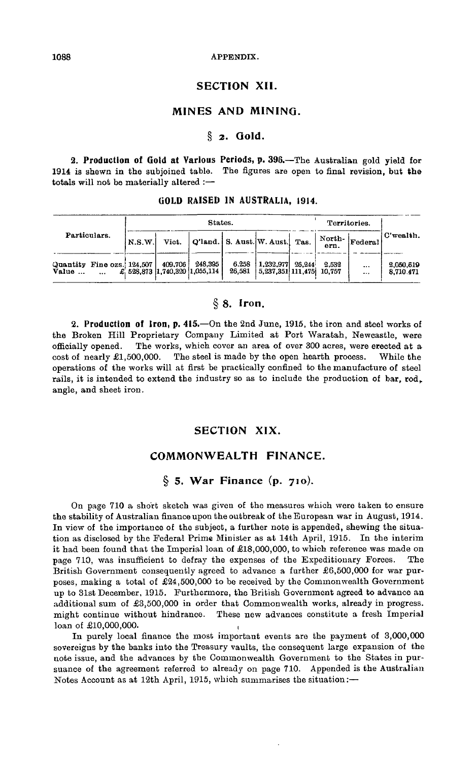## SECTION XII.

## MINES AND MINING.

### § 2. Gold.

**2. Production of Gold at Various Periods, p. 396.**—The Australian gold yield for 1914 is shewn in the subjoined table. The figures are open to final revision, but the totals will not be materially altered :—

GOLD RAISED IN AUSTRALIA, 1914.

| Particulars. | States. | | | | | | Territories. | | C'wealth. |
|---|---|---|---|---|---|---|---|---|---|
| | N.S.W. | Vict. | Q'land. | S. Aust. | W. Aust. | Tas. | Northern. | Federal | |
| Quantity Fine ozs. | 124,507 | 409,706 | 248,395 | 6,258 | 1,232,977 | 26,244 | 2,532 | ... | 2,050,619 |
| Value ... ... £ | 528,873 | 1,740,320 | 1,055,114 | 26,581 | 5,237,351 | 111,475 | 10,757 | ... | 8,710,471 |

### § 8. Iron.

**2. Production of Iron, p. 415.**—On the 2nd June, 1915, the iron and steel works of the Broken Hill Proprietary Company Limited at Port Waratah, Newcastle, were officially opened. The works, which cover an area of over 300 acres, were erected at a cost of nearly £1,500,000. The steel is made by the open hearth process. While the operations of the works will at first be practically confined to the manufacture of steel rails, it is intended to extend the industry so as to include the production of bar, rod, angle, and sheet iron.

## SECTION XIX.

## COMMONWEALTH FINANCE.

### § 5. War Finance (p. 710).

On page 710 a short sketch was given of the measures which were taken to ensure the stability of Australian finance upon the outbreak of the European war in August, 1914. In view of the importance of the subject, a further note is appended, shewing the situation as disclosed by the Federal Prime Minister as at 14th April, 1915. In the interim it had been found that the Imperial loan of £18,000,000, to which reference was made on page 710, was insufficient to defray the expenses of the Expeditionary Forces. The British Government consequently agreed to advance a further £6,500,000 for war purposes, making a total of £24,500,000 to be received by the Commonwealth Government up to 31st December, 1915. Furthermore, the British Government agreed to advance an additional sum of £3,500,000 in order that Commonwealth works, already in progress. might continue without hindrance. These new advances constitute a fresh Imperial loan of £10,000,000.

In purely local finance the most important events are the payment of 3,000,000 sovereigns by the banks into the Treasury vaults, the consequent large expansion of the note issue, and the advances by the Commonwealth Government to the States in pursuance of the agreement referred to already on page 710. Appended is the Australian Notes Account as at 12th April, 1915, which summarises the situation :—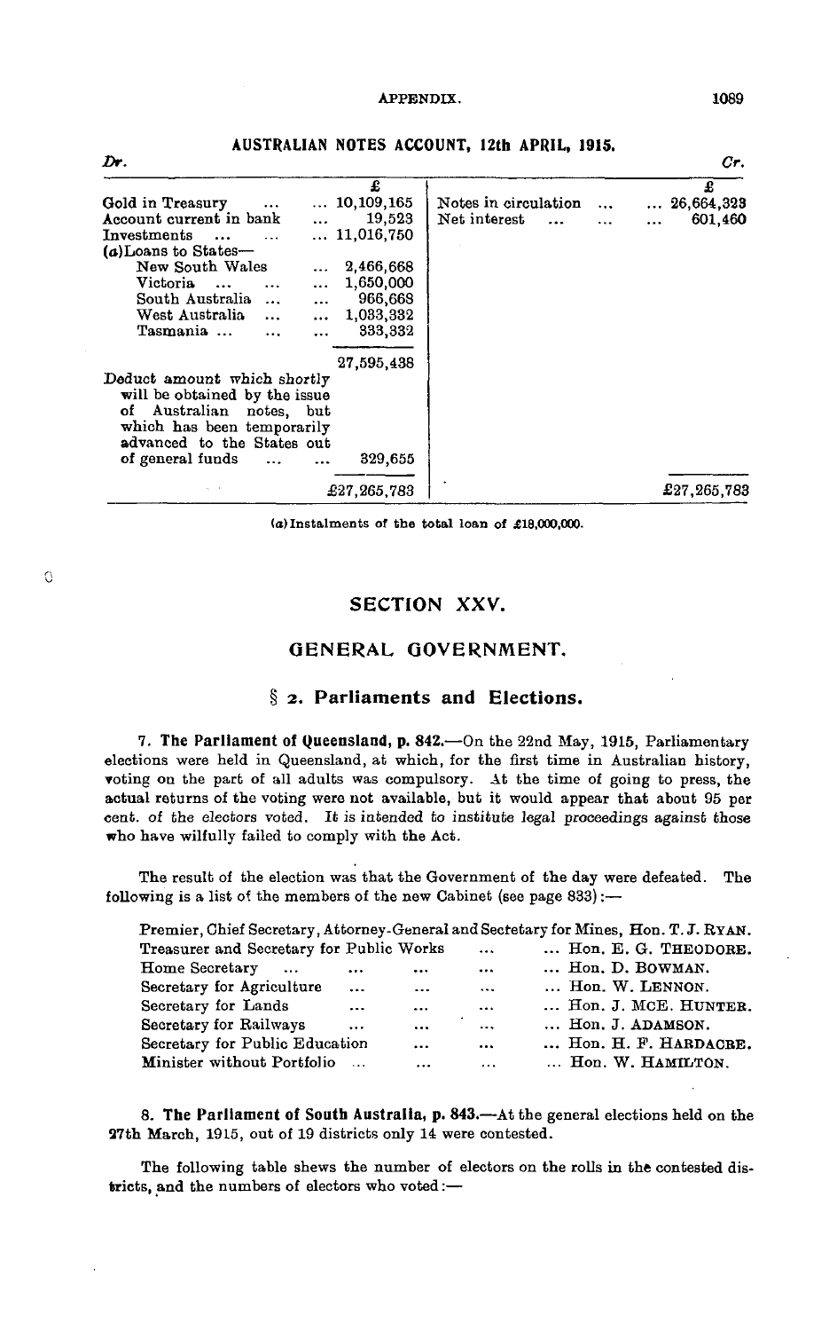## AUSTRALIAN NOTES ACCOUNT, 12th APRIL, 1915.

| *Dr.* | £ | | *Cr.* |
|---|---|---|---|
| Gold in Treasury ... ... | 10,109,165 | Notes in circulation ... ... | 26,664,323 |
| Account current in bank ... | 19,523 | Net interest ... ... ... | 601,460 |
| Investments ... ... ... | 11,016,750 | | |
| (a) Loans to States— | | | |
| New South Wales ... | 2,466,668 | | |
| Victoria ... ... ... | 1,650,000 | | |
| South Australia ... ... | 966,668 | | |
| West Australia ... ... | 1,033,332 | | |
| Tasmania ... ... ... | 333,332 | | |
| | 27,595,438 | | |
| Deduct amount which shortly will be obtained by the issue of Australian notes, but which has been temporarily advanced to the States out of general funds ... ... | 329,655 | | |
| | £27,265,783 | | £27,265,783 |

(a) Instalments of the total loan of £18,000,000.

# SECTION XXV.

## GENERAL GOVERNMENT.

### § 2. Parliaments and Elections.

**7. The Parliament of Queensland, p. 842.**—On the 22nd May, 1915, Parliamentary elections were held in Queensland, at which, for the first time in Australian history, voting on the part of all adults was compulsory. At the time of going to press, the actual returns of the voting were not available, but it would appear that about 95 per cent. of the electors voted. It is intended to institute legal proceedings against those who have wilfully failed to comply with the Act.

The result of the election was that the Government of the day were defeated. The following is a list of the members of the new Cabinet (see page 833):—

| | |
|---|---|
| Premier, Chief Secretary, Attorney-General and Secretary for Mines, | Hon. T. J. RYAN. |
| Treasurer and Secretary for Public Works ... | Hon. E. G. THEODORE. |
| Home Secretary ... ... ... ... | Hon. D. BOWMAN. |
| Secretary for Agriculture ... ... ... | Hon. W. LENNON. |
| Secretary for Lands ... ... ... | Hon. J. MCE. HUNTER. |
| Secretary for Railways ... ... ... | Hon. J. ADAMSON. |
| Secretary for Public Education ... ... | Hon. H. F. HARDACRE. |
| Minister without Portfolio ... ... ... | Hon. W. HAMILTON. |

**8. The Parliament of South Australia, p. 843.**—At the general elections held on the 27th March, 1915, out of 19 districts only 14 were contested.

The following table shews the number of electors on the rolls in the contested districts, and the numbers of electors who voted:—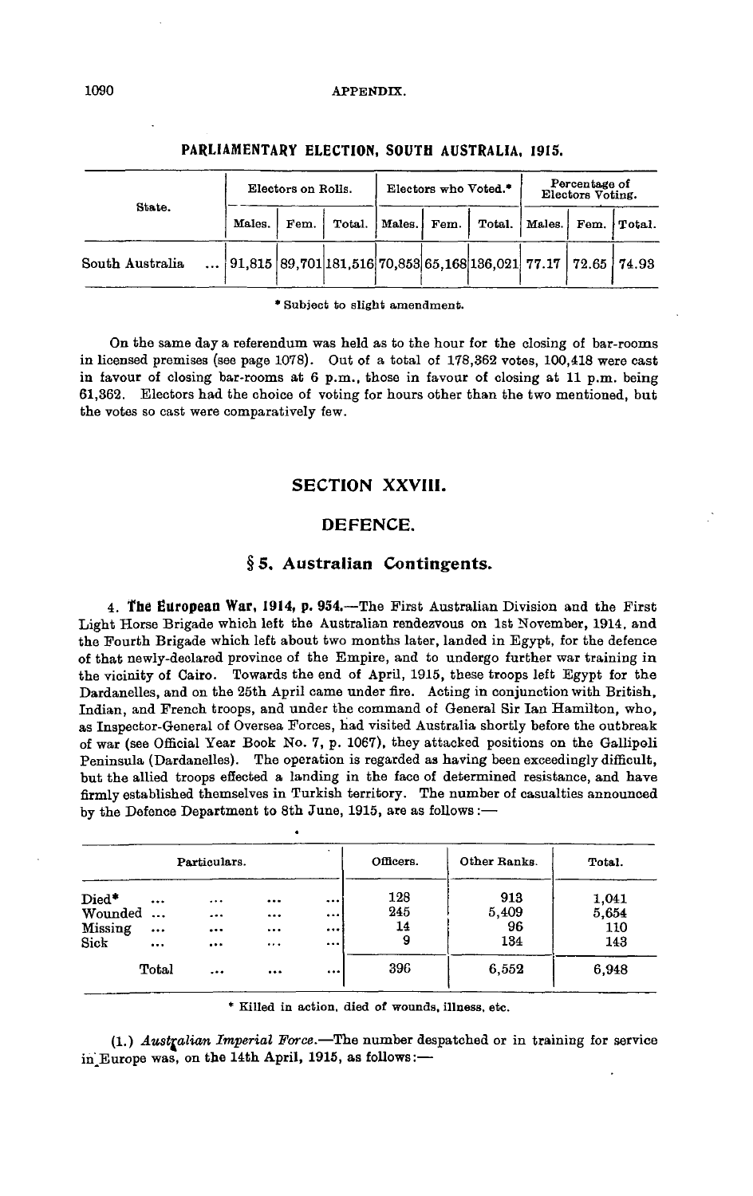**PARLIAMENTARY ELECTION, SOUTH AUSTRALIA, 1915.**

| State. | Electors on Rolls. | | | Electors who Voted.* | | | Percentage of Electors Voting. | | |
|---|---|---|---|---|---|---|---|---|---|
| | Males. | Fem. | Total. | Males. | Fem. | Total. | Males. | Fem. | Total. |
| South Australia ... | 91,815 | 89,701 | 181,516 | 70,853 | 65,168 | 136,021 | 77.17 | 72.65 | 74.93 |

\* Subject to slight amendment.

On the same day a referendum was held as to the hour for the closing of bar-rooms in licensed premises (see page 1078). Out of a total of 178,362 votes, 100,418 were cast in favour of closing bar-rooms at 6 p.m., those in favour of closing at 11 p.m. being 61,362. Electors had the choice of voting for hours other than the two mentioned, but the votes so cast were comparatively few.

## SECTION XXVIII.

## DEFENCE.

### § 5. Australian Contingents.

4. **The European War, 1914, p. 954.**—The First Australian Division and the First Light Horse Brigade which left the Australian rendezvous on 1st November, 1914, and the Fourth Brigade which left about two months later, landed in Egypt, for the defence of that newly-declared province of the Empire, and to undergo further war training in the vicinity of Cairo. Towards the end of April, 1915, these troops left Egypt for the Dardanelles, and on the 25th April came under fire. Acting in conjunction with British, Indian, and French troops, and under the command of General Sir Ian Hamilton, who, as Inspector-General of Oversea Forces, had visited Australia shortly before the outbreak of war (see Official Year Book No. 7, p. 1067), they attacked positions on the Gallipoli Peninsula (Dardanelles). The operation is regarded as having been exceedingly difficult, but the allied troops effected a landing in the face of determined resistance, and have firmly established themselves in Turkish territory. The number of casualties announced by the Defence Department to 8th June, 1915, are as follows:—

| Particulars. | Officers. | Other Ranks. | Total. |
|---|---|---|---|
| Died* ... ... ... ... | 128 | 913 | 1,041 |
| Wounded ... ... ... ... | 245 | 5,409 | 5,654 |
| Missing ... ... ... ... | 14 | 96 | 110 |
| Sick ... ... ... ... | 9 | 134 | 143 |
| Total ... ... ... | 396 | 6,552 | 6,948 |

\* Killed in action, died of wounds, illness, etc.

(1.) *Australian Imperial Force.*—The number despatched or in training for service in Europe was, on the 14th April, 1915, as follows:—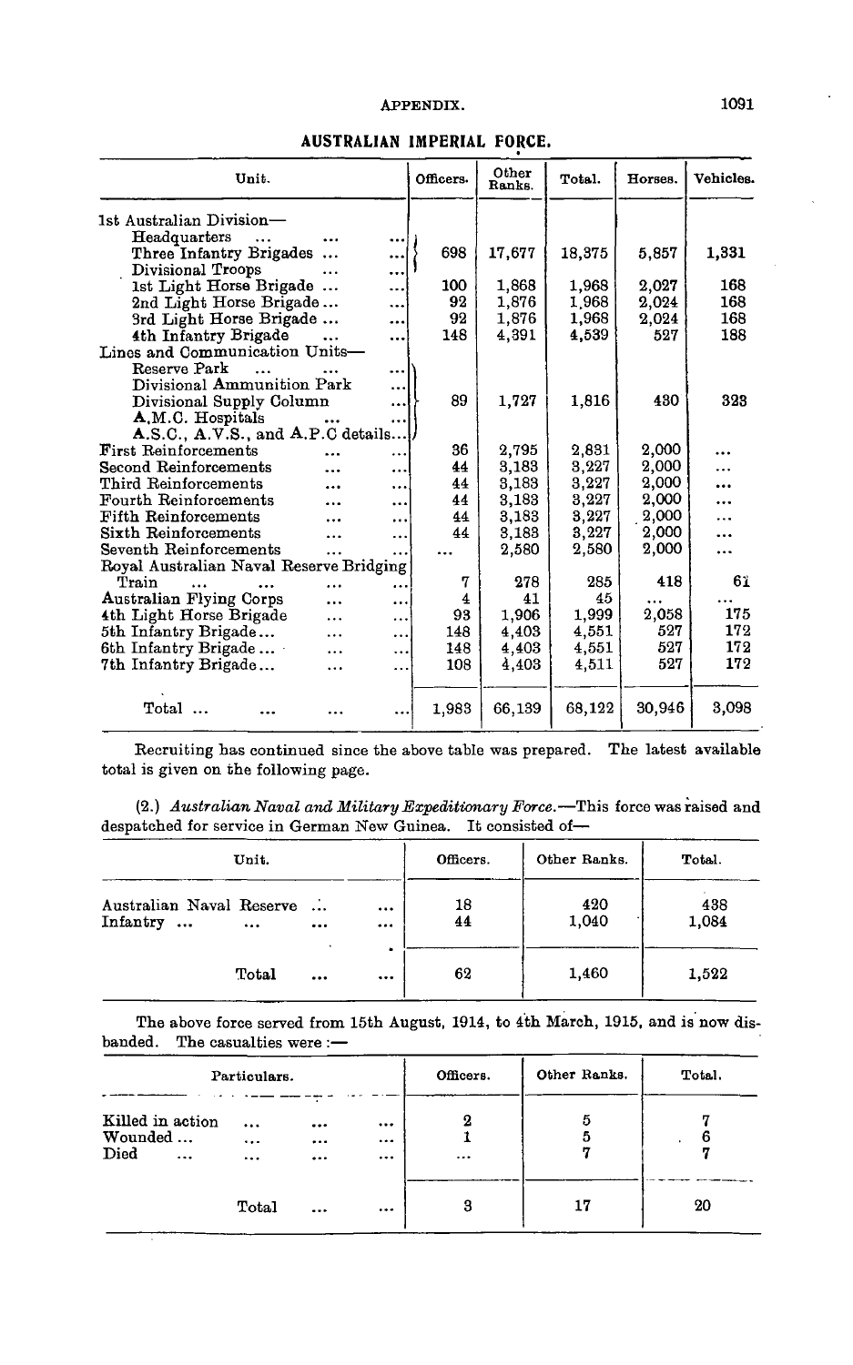## AUSTRALIAN IMPERIAL FORCE.

| Unit. | Officers. | Other Ranks. | Total. | Horses. | Vehicles. |
|---|---|---|---|---|---|
| 1st Australian Division— | | | | | |
| Headquarters ... ... ... | | | | | |
| Three Infantry Brigades ... ... | 698 | 17,677 | 18,375 | 5,857 | 1,331 |
| Divisional Troops ... ... | | | | | |
| 1st Light Horse Brigade ... ... | 100 | 1,868 | 1,968 | 2,027 | 168 |
| 2nd Light Horse Brigade ... ... | 92 | 1,876 | 1,968 | 2,024 | 168 |
| 3rd Light Horse Brigade ... ... | 92 | 1,876 | 1,968 | 2,024 | 168 |
| 4th Infantry Brigade ... ... | 148 | 4,391 | 4,539 | 527 | 188 |
| Lines and Communication Units— | | | | | |
| Reserve Park ... ... ... | | | | | |
| Divisional Ammunition Park ... | | | | | |
| Divisional Supply Column ... | 89 | 1,727 | 1,816 | 430 | 323 |
| A.M.C. Hospitals ... ... | | | | | |
| A.S.C., A.V.S., and A.P.C details... | | | | | |
| First Reinforcements ... ... | 36 | 2,795 | 2,831 | 2,000 | ... |
| Second Reinforcements ... ... | 44 | 3,183 | 3,227 | 2,000 | ... |
| Third Reinforcements ... ... | 44 | 3,183 | 3,227 | 2,000 | ... |
| Fourth Reinforcements ... ... | 44 | 3,183 | 3,227 | 2,000 | ... |
| Fifth Reinforcements ... ... | 44 | 3,183 | 3,227 | 2,000 | ... |
| Sixth Reinforcements ... ... | 44 | 3,183 | 3,227 | 2,000 | ... |
| Seventh Reinforcements ... ... | ... | 2,580 | 2,580 | 2,000 | ... |
| Royal Australian Naval Reserve Bridging Train ... ... ... ... | 7 | 278 | 285 | 418 | 61 |
| Australian Flying Corps ... ... | 4 | 41 | 45 | ... | ... |
| 4th Light Horse Brigade ... ... | 93 | 1,906 | 1,999 | 2,058 | 175 |
| 5th Infantry Brigade ... ... ... | 148 | 4,403 | 4,551 | 527 | 172 |
| 6th Infantry Brigade ... ... ... | 148 | 4,403 | 4,551 | 527 | 172 |
| 7th Infantry Brigade ... ... ... | 108 | 4,403 | 4,511 | 527 | 172 |
| Total ... ... ... ... | 1,983 | 66,139 | 68,122 | 30,946 | 3,098 |

Recruiting has continued since the above table was prepared. The latest available total is given on the following page.

(2.) *Australian Naval and Military Expeditionary Force.*—This force was raised and despatched for service in German New Guinea. It consisted of—

| Unit. | Officers. | Other Ranks. | Total. |
|---|---|---|---|
| Australian Naval Reserve ... ... | 18 | 420 | 438 |
| Infantry ... ... ... ... | 44 | 1,040 | 1,084 |
| Total ... ... | 62 | 1,460 | 1,522 |

The above force served from 15th August, 1914, to 4th March, 1915, and is now disbanded. The casualties were :—

| Particulars. | Officers. | Other Ranks. | Total. |
|---|---|---|---|
| Killed in action ... ... ... | 2 | 5 | 7 |
| Wounded ... ... ... ... | 1 | 5 | 6 |
| Died ... ... ... ... | ... | 7 | 7 |
| Total ... ... | 3 | 17 | 20 |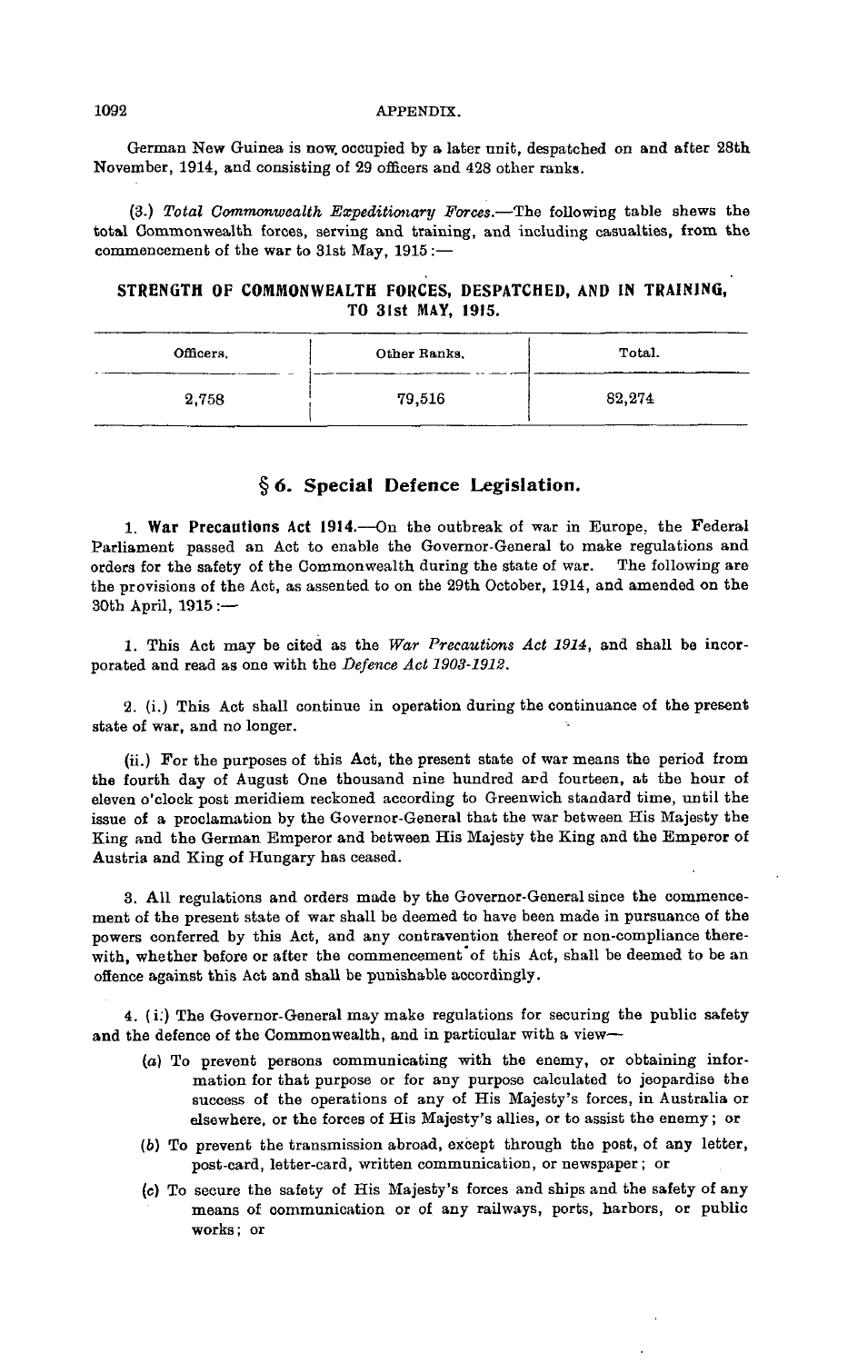German New Guinea is now occupied by a later unit, despatched on and after 28th November, 1914, and consisting of 29 officers and 428 other ranks.

(3.) *Total Commonwealth Expeditionary Forces.*—The following table shews the total Commonwealth forces, serving and training, and including casualties, from the commencement of the war to 31st May, 1915:—

**STRENGTH OF COMMONWEALTH FORCES, DESPATCHED, AND IN TRAINING, TO 31st MAY, 1915.**

| Officers. | Other Ranks. | Total. |
|---|---|---|
| 2,758 | 79,516 | 82,274 |

## § 6. Special Defence Legislation.

1. **War Precautions Act 1914.**—On the outbreak of war in Europe, the Federal Parliament passed an Act to enable the Governor-General to make regulations and orders for the safety of the Commonwealth during the state of war. The following are the provisions of the Act, as assented to on the 29th October, 1914, and amended on the 30th April, 1915:—

1. This Act may be cited as the *War Precautions Act 1914*, and shall be incorporated and read as one with the *Defence Act 1903-1912*.

2. (i.) This Act shall continue in operation during the continuance of the present state of war, and no longer.

(ii.) For the purposes of this Act, the present state of war means the period from the fourth day of August One thousand nine hundred and fourteen, at the hour of eleven o'clock post meridiem reckoned according to Greenwich standard time, until the issue of a proclamation by the Governor-General that the war between His Majesty the King and the German Emperor and between His Majesty the King and the Emperor of Austria and King of Hungary has ceased.

3. All regulations and orders made by the Governor-General since the commencement of the present state of war shall be deemed to have been made in pursuance of the powers conferred by this Act, and any contravention thereof or non-compliance therewith, whether before or after the commencement of this Act, shall be deemed to be an offence against this Act and shall be punishable accordingly.

4. (i.) The Governor-General may make regulations for securing the public safety and the defence of the Commonwealth, and in particular with a view—

(a) To prevent persons communicating with the enemy, or obtaining information for that purpose or for any purpose calculated to jeopardise the success of the operations of any of His Majesty's forces, in Australia or elsewhere, or the forces of His Majesty's allies, or to assist the enemy; or

(b) To prevent the transmission abroad, except through the post, of any letter, post-card, letter-card, written communication, or newspaper; or

(c) To secure the safety of His Majesty's forces and ships and the safety of any means of communication or of any railways, ports, harbors, or public works; or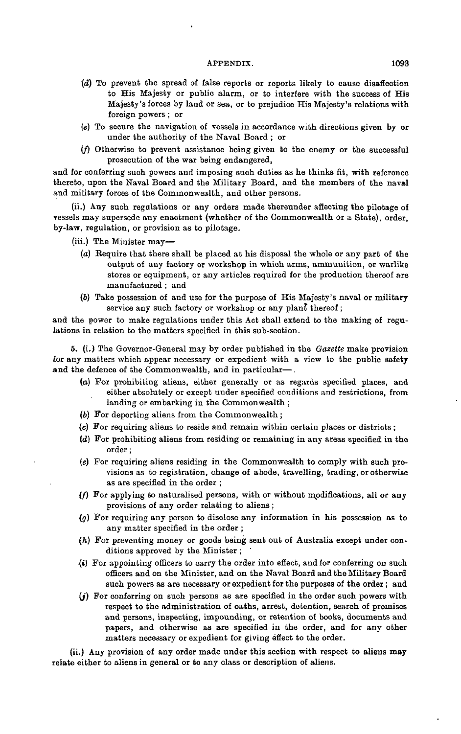(*d*) To prevent the spread of false reports or reports likely to cause disaffection to His Majesty or public alarm, or to interfere with the success of His Majesty's forces by land or sea, or to prejudice His Majesty's relations with foreign powers ; or

(*e*) To secure the navigation of vessels in accordance with directions given by or under the authority of the Naval Board ; or

(*f*) Otherwise to prevent assistance being given to the enemy or the successful prosecution of the war being endangered,

and for conferring such powers and imposing such duties as he thinks fit, with reference thereto, upon the Naval Board and the Military Board, and the members of the naval and military forces of the Commonwealth, and other persons.

(ii.) Any such regulations or any orders made thereunder affecting the pilotage of vessels may supersede any enactment (whether of the Commonwealth or a State), order, by-law, regulation, or provision as to pilotage.

(iii.) The Minister may—

(*a*) Require that there shall be placed at his disposal the whole or any part of the output of any factory or workshop in which arms, ammunition, or warlike stores or equipment, or any articles required for the production thereof are manufactured ; and

(*b*) Take possession of and use for the purpose of His Majesty's naval or military service any such factory or workshop or any plant thereof ;

and the power to make regulations under this Act shall extend to the making of regulations in relation to the matters specified in this sub-section.

5. (i.) The Governor-General may by order published in the *Gazette* make provision for any matters which appear necessary or expedient with a view to the public safety and the defence of the Commonwealth, and in particular—

(*a*) For prohibiting aliens, either generally or as regards specified places, and either absolutely or except under specified conditions and restrictions, from landing or embarking in the Commonwealth ;

(*b*) For deporting aliens from the Commonwealth ;

(*c*) For requiring aliens to reside and remain within certain places or districts ;

(*d*) For prohibiting aliens from residing or remaining in any areas specified in the order ;

(*e*) For requiring aliens residing in the Commonwealth to comply with such provisions as to registration, change of abode, travelling, trading, or otherwise as are specified in the order ;

(*f*) For applying to naturalised persons, with or without modifications, all or any provisions of any order relating to aliens ;

(*g*) For requiring any person to disclose any information in his possession as to any matter specified in the order ;

(*h*) For preventing money or goods being sent out of Australia except under conditions approved by the Minister ;

(*i*) For appointing officers to carry the order into effect, and for conferring on such officers and on the Minister, and on the Naval Board and the Military Board such powers as are necessary or expedient for the purposes of the order ; and

(*j*) For conferring on such persons as are specified in the order such powers with respect to the administration of oaths, arrest, detention, search of premises and persons, inspecting, impounding, or retention of books, documents and papers, and otherwise as are specified in the order, and for any other matters necessary or expedient for giving effect to the order.

(ii.) Any provision of any order made under this section with respect to aliens may relate either to aliens in general or to any class or description of aliens.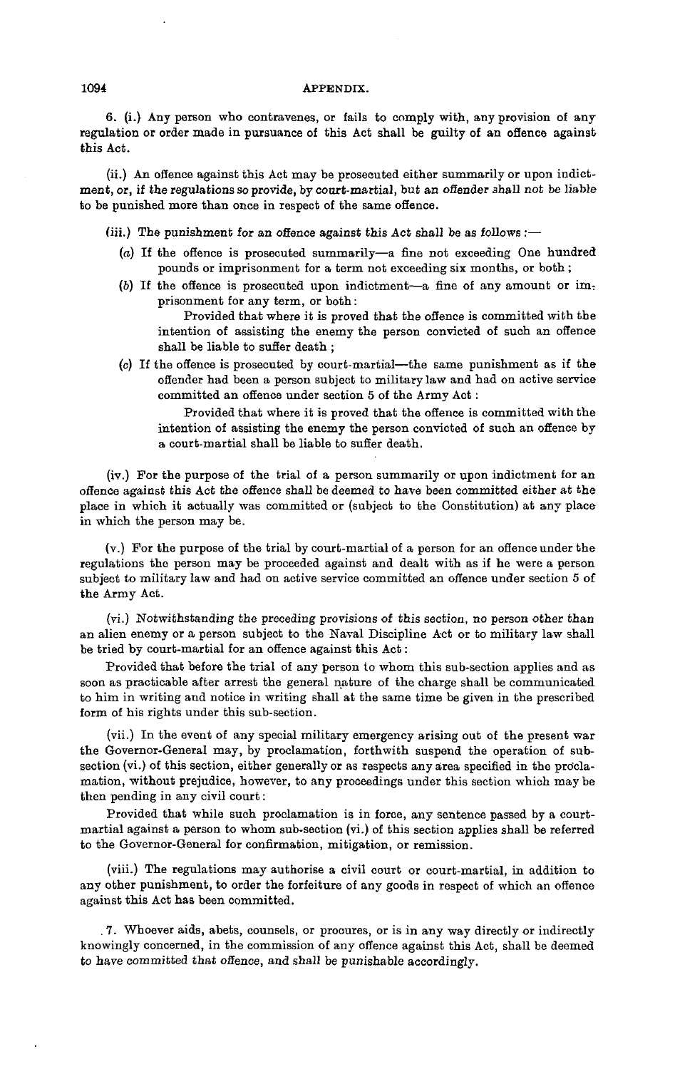6. (i.) Any person who contravenes, or fails to comply with, any provision of any regulation or order made in pursuance of this Act shall be guilty of an offence against this Act.

(ii.) An offence against this Act may be prosecuted either summarily or upon indictment, or, if the regulations so provide, by court-martial, but an offender shall not be liable to be punished more than once in respect of the same offence.

(iii.) The punishment for an offence against this Act shall be as follows :—

(a) If the offence is prosecuted summarily—a fine not exceeding One hundred pounds or imprisonment for a term not exceeding six months, or both ;

(b) If the offence is prosecuted upon indictment—a fine of any amount or imprisonment for any term, or both :

Provided that where it is proved that the offence is committed with the intention of assisting the enemy the person convicted of such an offence shall be liable to suffer death ;

(c) If the offence is prosecuted by court-martial—the same punishment as if the offender had been a person subject to military law and had on active service committed an offence under section 5 of the Army Act :

Provided that where it is proved that the offence is committed with the intention of assisting the enemy the person convicted of such an offence by a court-martial shall be liable to suffer death.

(iv.) For the purpose of the trial of a person summarily or upon indictment for an offence against this Act the offence shall be deemed to have been committed either at the place in which it actually was committed or (subject to the Constitution) at any place in which the person may be.

(v.) For the purpose of the trial by court-martial of a person for an offence under the regulations the person may be proceeded against and dealt with as if he were a person subject to military law and had on active service committed an offence under section 5 of the Army Act.

(vi.) Notwithstanding the preceding provisions of this section, no person other than an alien enemy or a person subject to the Naval Discipline Act or to military law shall be tried by court-martial for an offence against this Act :

Provided that before the trial of any person to whom this sub-section applies and as soon as practicable after arrest the general nature of the charge shall be communicated to him in writing and notice in writing shall at the same time be given in the prescribed form of his rights under this sub-section.

(vii.) In the event of any special military emergency arising out of the present war the Governor-General may, by proclamation, forthwith suspend the operation of sub-section (vi.) of this section, either generally or as respects any area specified in the proclamation, without prejudice, however, to any proceedings under this section which may be then pending in any civil court :

Provided that while such proclamation is in force, any sentence passed by a court-martial against a person to whom sub-section (vi.) of this section applies shall be referred to the Governor-General for confirmation, mitigation, or remission.

(viii.) The regulations may authorise a civil court or court-martial, in addition to any other punishment, to order the forfeiture of any goods in respect of which an offence against this Act has been committed.

7. Whoever aids, abets, counsels, or procures, or is in any way directly or indirectly knowingly concerned, in the commission of any offence against this Act, shall be deemed to have committed that offence, and shall be punishable accordingly.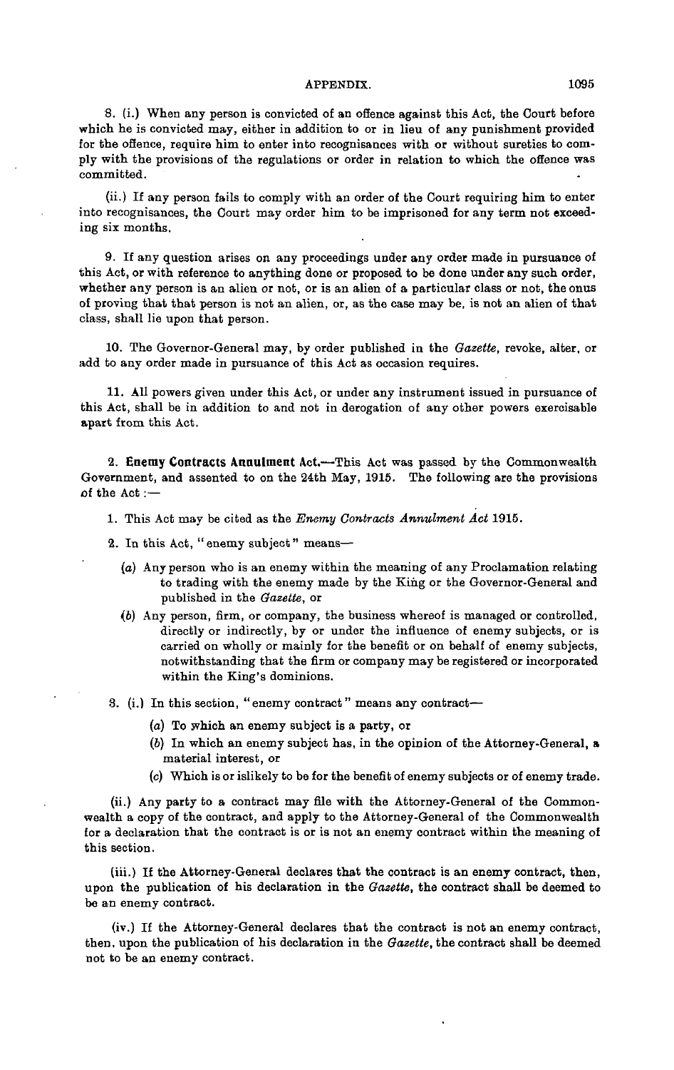8. (i.) When any person is convicted of an offence against this Act, the Court before which he is convicted may, either in addition to or in lieu of any punishment provided for the offence, require him to enter into recognisances with or without sureties to comply with the provisions of the regulations or order in relation to which the offence was committed.

(ii.) If any person fails to comply with an order of the Court requiring him to enter into recognisances, the Court may order him to be imprisoned for any term not exceeding six months.

9. If any question arises on any proceedings under any order made in pursuance of this Act, or with reference to anything done or proposed to be done under any such order, whether any person is an alien or not, or is an alien of a particular class or not, the onus of proving that that person is not an alien, or, as the case may be, is not an alien of that class, shall lie upon that person.

10. The Governor-General may, by order published in the *Gazette*, revoke, alter, or add to any order made in pursuance of this Act as occasion requires.

11. All powers given under this Act, or under any instrument issued in pursuance of this Act, shall be in addition to and not in derogation of any other powers exercisable apart from this Act.

2. **Enemy Contracts Annulment Act.**—This Act was passed by the Commonwealth Government, and assented to on the 24th May, 1915. The following are the provisions of the Act :—

1. This Act may be cited as the *Enemy Contracts Annulment Act* 1915.

2. In this Act, "enemy subject" means—

   (*a*) Any person who is an enemy within the meaning of any Proclamation relating to trading with the enemy made by the King or the Governor-General and published in the *Gazette*, or

   (*b*) Any person, firm, or company, the business whereof is managed or controlled, directly or indirectly, by or under the influence of enemy subjects, or is carried on wholly or mainly for the benefit or on behalf of enemy subjects, notwithstanding that the firm or company may be registered or incorporated within the King's dominions.

3. (i.) In this section, "enemy contract" means any contract—

   (*a*) To which an enemy subject is a party, or

   (*b*) In which an enemy subject has, in the opinion of the Attorney-General, a material interest, or

   (*c*) Which is or islikely to be for the benefit of enemy subjects or of enemy trade.

(ii.) Any party to a contract may file with the Attorney-General of the Commonwealth a copy of the contract, and apply to the Attorney-General of the Commonwealth for a declaration that the contract is or is not an enemy contract within the meaning of this section.

(iii.) If the Attorney-General declares that the contract is an enemy contract, then, upon the publication of his declaration in the *Gazette*, the contract shall be deemed to be an enemy contract.

(iv.) If the Attorney-General declares that the contract is not an enemy contract, then, upon the publication of his declaration in the *Gazette*, the contract shall be deemed not to be an enemy contract.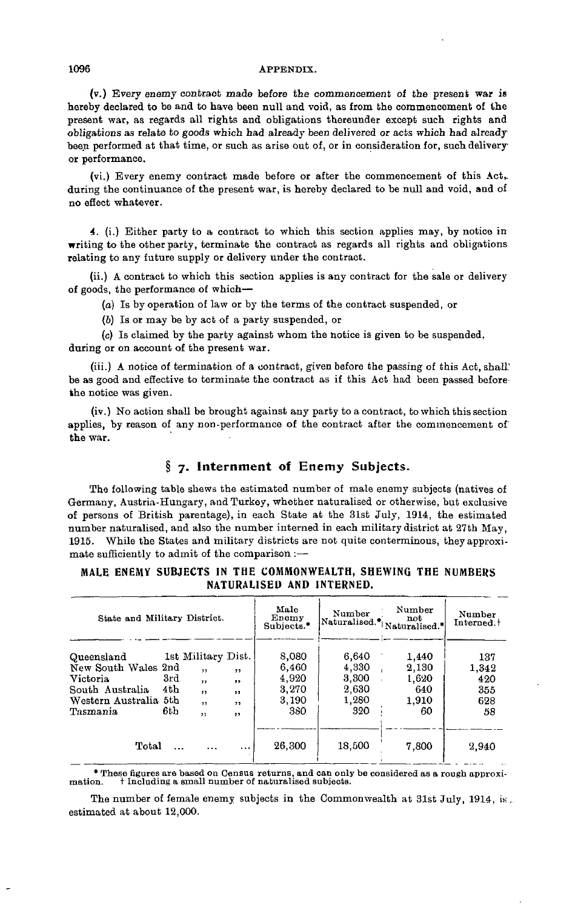(v.) Every enemy contract made before the commencement of the present war is hereby declared to be and to have been null and void, as from the commencement of the present war, as regards all rights and obligations thereunder except such rights and obligations as relate to goods which had already been delivered or acts which had already been performed at that time, or such as arise out of, or in consideration for, such delivery or performance.

(vi.) Every enemy contract made before or after the commencement of this Act, during the continuance of the present war, is hereby declared to be null and void, and of no effect whatever.

4. (i.) Either party to a contract to which this section applies may, by notice in writing to the other party, terminate the contract as regards all rights and obligations relating to any future supply or delivery under the contract.

(ii.) A contract to which this section applies is any contract for the sale or delivery of goods, the performance of which—

(a) Is by operation of law or by the terms of the contract suspended, or

(b) Is or may be by act of a party suspended, or

(c) Is claimed by the party against whom the notice is given to be suspended,

during or on account of the present war.

(iii.) A notice of termination of a contract, given before the passing of this Act, shall be as good and effective to terminate the contract as if this Act had been passed before the notice was given.

(iv.) No action shall be brought against any party to a contract, to which this section applies, by reason of any non-performance of the contract after the commencement of the war.

## § 7. Internment of Enemy Subjects.

The following table shews the estimated number of male enemy subjects (natives of Germany, Austria-Hungary, and Turkey, whether naturalised or otherwise, but exclusive of persons of British parentage), in each State at the 31st July, 1914, the estimated number naturalised, and also the number interned in each military district at 27th May, 1915. While the States and military districts are not quite conterminous, they approximate sufficiently to admit of the comparison :—

**MALE ENEMY SUBJECTS IN THE COMMONWEALTH, SHEWING THE NUMBERS NATURALISED AND INTERNED.**

| State and Military District. | Male Enemy Subjects.* | Number Naturalised.* | Number not Naturalised.* | Number Interned.† |
|---|---|---|---|---|
| Queensland 1st Military Dist. | 8,080 | 6,640 | 1,440 | 137 |
| New South Wales 2nd ,, ,, | 6,460 | 4,330 | 2,130 | 1,342 |
| Victoria 3rd ,, ,, | 4,920 | 3,300 | 1,620 | 420 |
| South Australia 4th ,, ,, | 3,270 | 2,630 | 640 | 355 |
| Western Australia 5th ,, ,, | 3,190 | 1,280 | 1,910 | 628 |
| Tasmania 6th ,, ,, | 380 | 320 | 60 | 58 |
| Total ... ... ... | 26,300 | 18,500 | 7,800 | 2,940 |

\* These figures are based on Census returns, and can only be considered as a rough approximation. † Including a small number of naturalised subjects.

The number of female enemy subjects in the Commonwealth at 31st July, 1914, is estimated at about 12,000.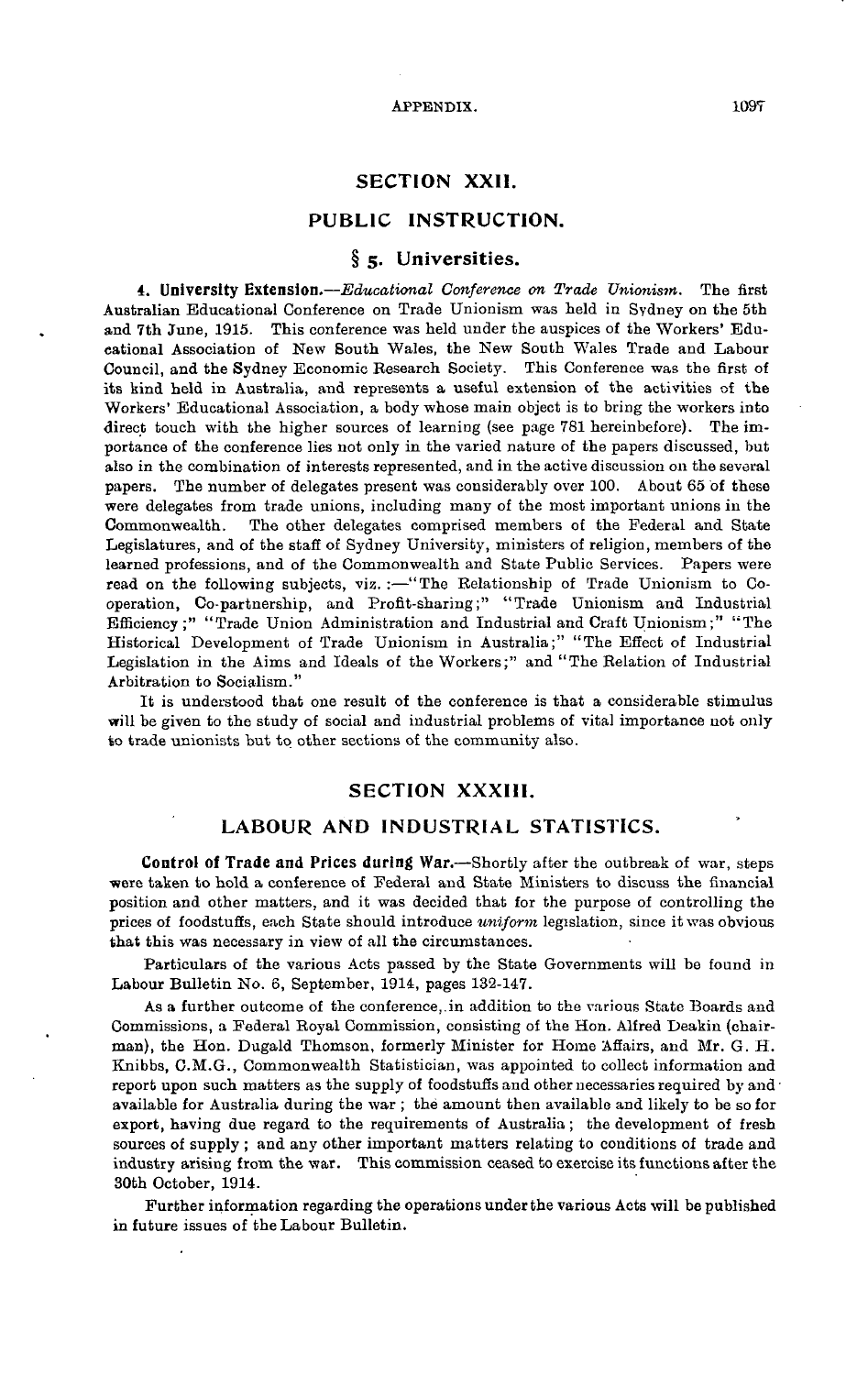## SECTION XXII.

## PUBLIC INSTRUCTION.

### § 5. Universities.

**4. University Extension.**—*Educational Conference on Trade Unionism.* The first Australian Educational Conference on Trade Unionism was held in Sydney on the 5th and 7th June, 1915. This conference was held under the auspices of the Workers' Educational Association of New South Wales, the New South Wales Trade and Labour Council, and the Sydney Economic Research Society. This Conference was the first of its kind held in Australia, and represents a useful extension of the activities of the Workers' Educational Association, a body whose main object is to bring the workers into direct touch with the higher sources of learning (see page 781 hereinbefore). The importance of the conference lies not only in the varied nature of the papers discussed, but also in the combination of interests represented, and in the active discussion on the several papers. The number of delegates present was considerably over 100. About 65 of these were delegates from trade unions, including many of the most important unions in the Commonwealth. The other delegates comprised members of the Federal and State Legislatures, and of the staff of Sydney University, ministers of religion, members of the learned professions, and of the Commonwealth and State Public Services. Papers were read on the following subjects, viz.:—"The Relationship of Trade Unionism to Co-operation, Co-partnership, and Profit-sharing;" "Trade Unionism and Industrial Efficiency;" "Trade Union Administration and Industrial and Craft Unionism;" "The Historical Development of Trade Unionism in Australia;" "The Effect of Industrial Legislation in the Aims and Ideals of the Workers;" and "The Relation of Industrial Arbitration to Socialism."

It is understood that one result of the conference is that a considerable stimulus will be given to the study of social and industrial problems of vital importance not only to trade unionists but to other sections of the community also.

## SECTION XXIII.

## LABOUR AND INDUSTRIAL STATISTICS.

**Control of Trade and Prices during War.**—Shortly after the outbreak of war, steps were taken to hold a conference of Federal and State Ministers to discuss the financial position and other matters, and it was decided that for the purpose of controlling the prices of foodstuffs, each State should introduce *uniform* legislation, since it was obvious that this was necessary in view of all the circumstances.

Particulars of the various Acts passed by the State Governments will be found in Labour Bulletin No. 6, September, 1914, pages 132-147.

As a further outcome of the conference, in addition to the various State Boards and Commissions, a Federal Royal Commission, consisting of the Hon. Alfred Deakin (chairman), the Hon. Dugald Thomson, formerly Minister for Home Affairs, and Mr. G. H. Knibbs, C.M.G., Commonwealth Statistician, was appointed to collect information and report upon such matters as the supply of foodstuffs and other necessaries required by and available for Australia during the war; the amount then available and likely to be so for export, having due regard to the requirements of Australia; the development of fresh sources of supply; and any other important matters relating to conditions of trade and industry arising from the war. This commission ceased to exercise its functions after the 30th October, 1914.

Further information regarding the operations under the various Acts will be published in future issues of the Labour Bulletin.